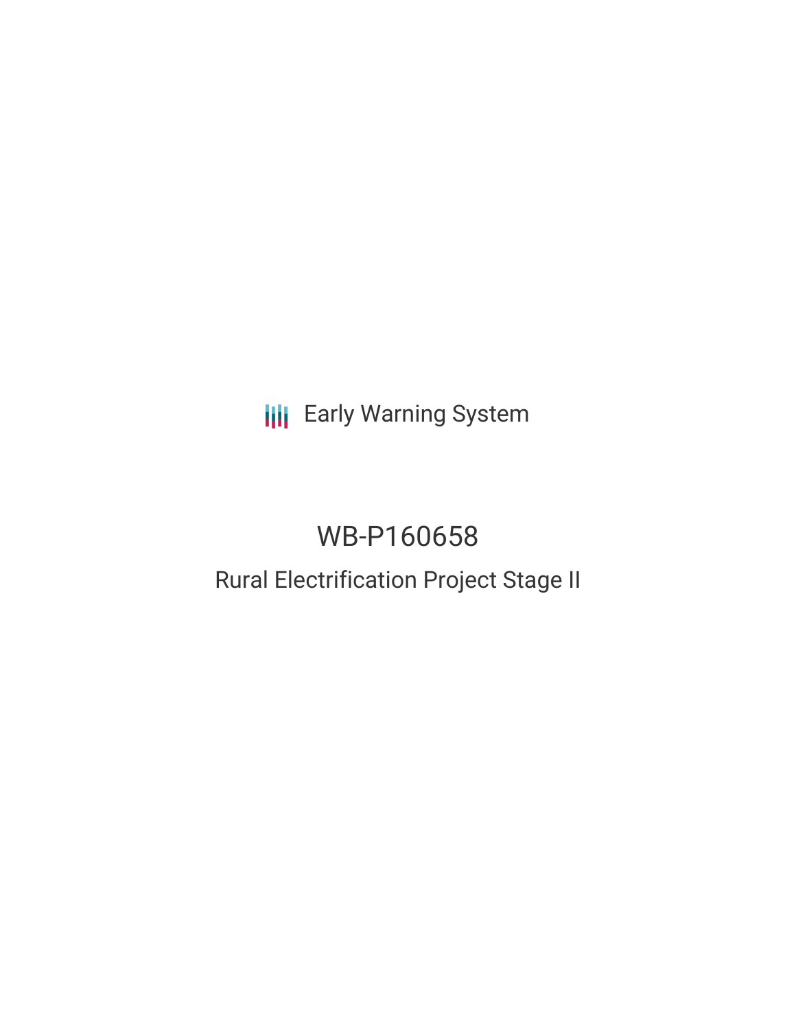Early Warning System

# WB-P160658

## Rural Electrification Project Stage II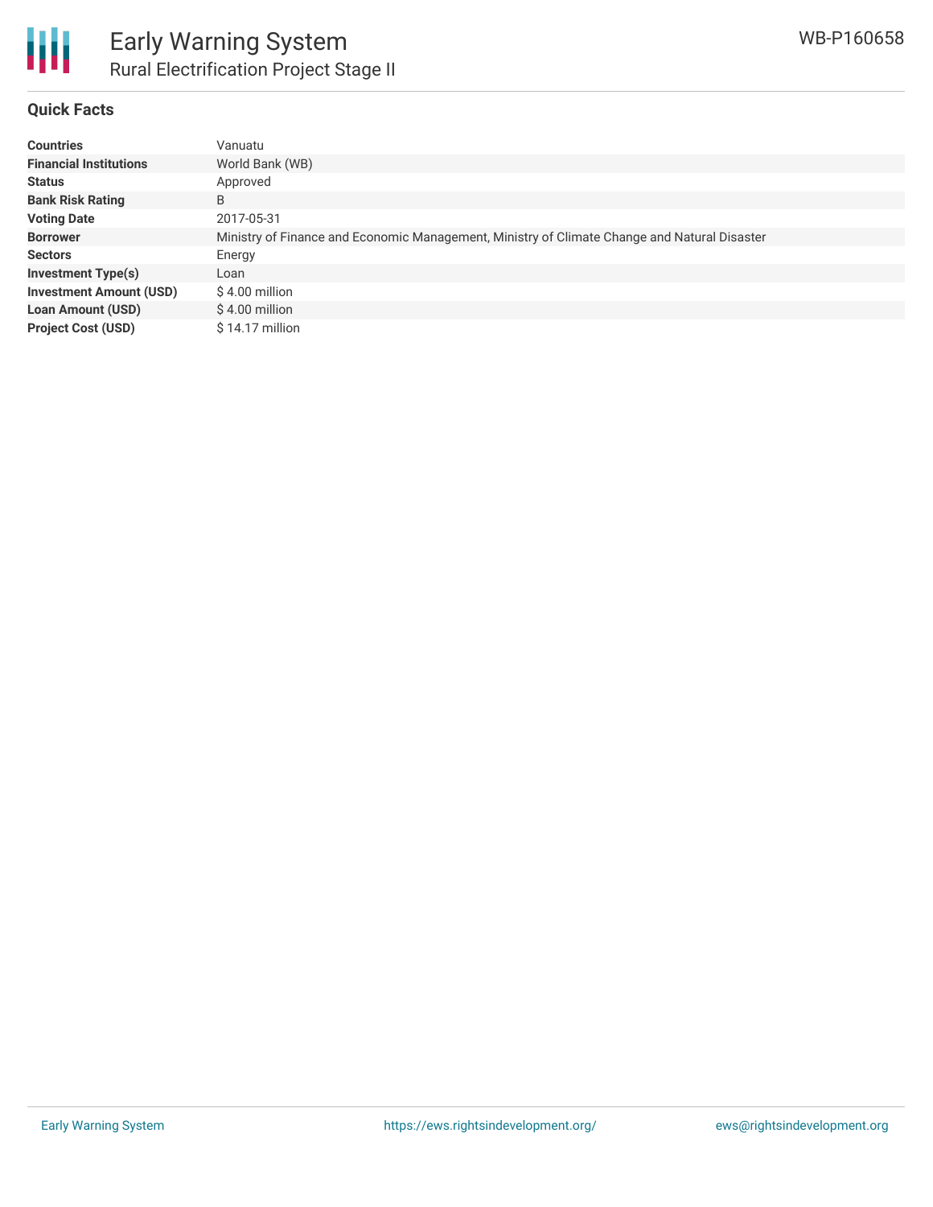## Quick Facts

| | |
|---|---|
| **Countries** | Vanuatu |
| **Financial Institutions** | World Bank (WB) |
| **Status** | Approved |
| **Bank Risk Rating** | B |
| **Voting Date** | 2017-05-31 |
| **Borrower** | Ministry of Finance and Economic Management, Ministry of Climate Change and Natural Disaster |
| **Sectors** | Energy |
| **Investment Type(s)** | Loan |
| **Investment Amount (USD)** | $ 4.00 million |
| **Loan Amount (USD)** | $ 4.00 million |
| **Project Cost (USD)** | $ 14.17 million |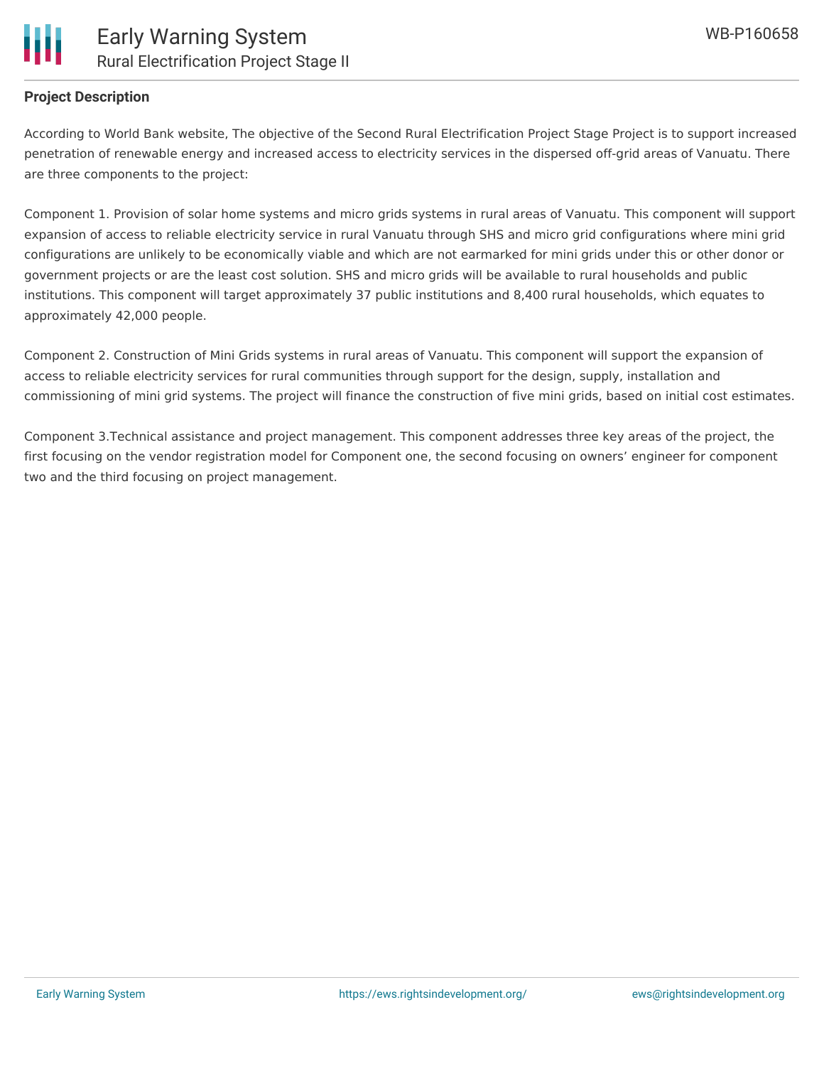**Project Description**

According to World Bank website, The objective of the Second Rural Electrification Project Stage Project is to support increased penetration of renewable energy and increased access to electricity services in the dispersed off-grid areas of Vanuatu. There are three components to the project:

Component 1. Provision of solar home systems and micro grids systems in rural areas of Vanuatu. This component will support expansion of access to reliable electricity service in rural Vanuatu through SHS and micro grid configurations where mini grid configurations are unlikely to be economically viable and which are not earmarked for mini grids under this or other donor or government projects or are the least cost solution. SHS and micro grids will be available to rural households and public institutions. This component will target approximately 37 public institutions and 8,400 rural households, which equates to approximately 42,000 people.

Component 2. Construction of Mini Grids systems in rural areas of Vanuatu. This component will support the expansion of access to reliable electricity services for rural communities through support for the design, supply, installation and commissioning of mini grid systems. The project will finance the construction of five mini grids, based on initial cost estimates.

Component 3.Technical assistance and project management. This component addresses three key areas of the project, the first focusing on the vendor registration model for Component one, the second focusing on owners' engineer for component two and the third focusing on project management.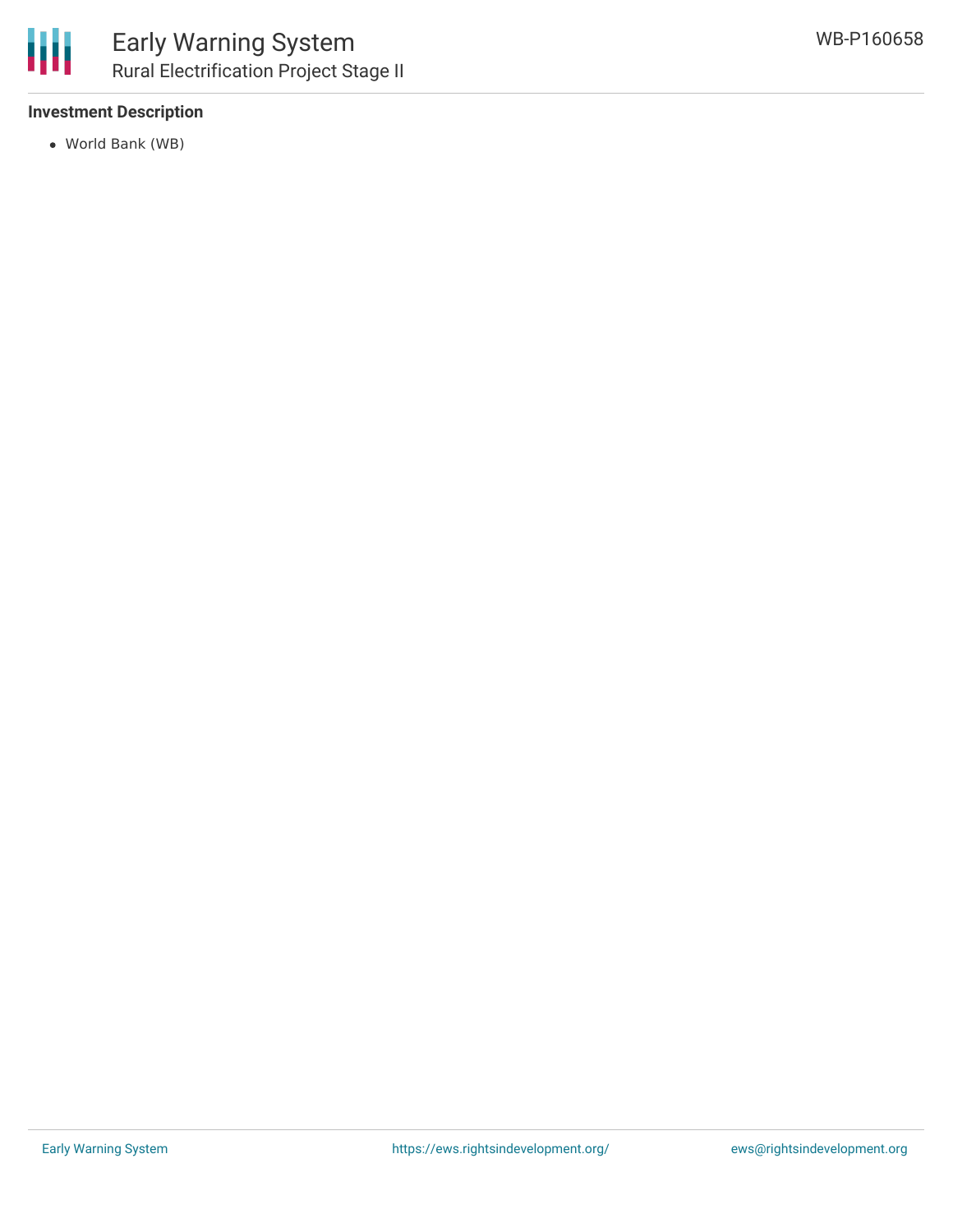**Investment Description**

- World Bank (WB)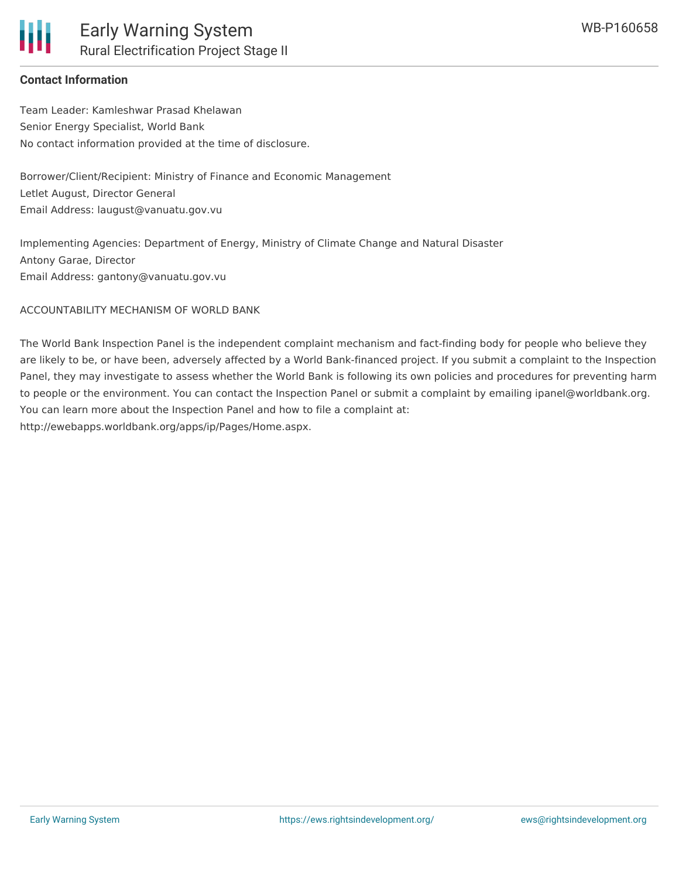**Contact Information**

Team Leader: Kamleshwar Prasad Khelawan
Senior Energy Specialist, World Bank
No contact information provided at the time of disclosure.

Borrower/Client/Recipient: Ministry of Finance and Economic Management
Letlet August, Director General
Email Address: laugust@vanuatu.gov.vu

Implementing Agencies: Department of Energy, Ministry of Climate Change and Natural Disaster
Antony Garae, Director
Email Address: gantony@vanuatu.gov.vu

ACCOUNTABILITY MECHANISM OF WORLD BANK

The World Bank Inspection Panel is the independent complaint mechanism and fact-finding body for people who believe they are likely to be, or have been, adversely affected by a World Bank-financed project. If you submit a complaint to the Inspection Panel, they may investigate to assess whether the World Bank is following its own policies and procedures for preventing harm to people or the environment. You can contact the Inspection Panel or submit a complaint by emailing ipanel@worldbank.org. You can learn more about the Inspection Panel and how to file a complaint at: http://ewebapps.worldbank.org/apps/ip/Pages/Home.aspx.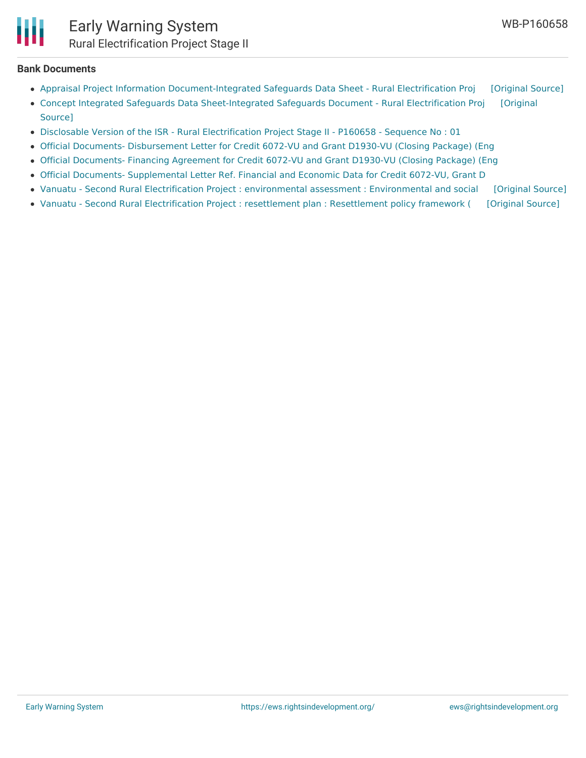**Bank Documents**

- Appraisal Project Information Document-Integrated Safeguards Data Sheet - Rural Electrification Proj [Original Source]
- Concept Integrated Safeguards Data Sheet-Integrated Safeguards Document - Rural Electrification Proj [Original Source]
- Disclosable Version of the ISR - Rural Electrification Project Stage II - P160658 - Sequence No : 01
- Official Documents- Disbursement Letter for Credit 6072-VU and Grant D1930-VU (Closing Package) (Eng
- Official Documents- Financing Agreement for Credit 6072-VU and Grant D1930-VU (Closing Package) (Eng
- Official Documents- Supplemental Letter Ref. Financial and Economic Data for Credit 6072-VU, Grant D
- Vanuatu - Second Rural Electrification Project : environmental assessment : Environmental and social [Original Source]
- Vanuatu - Second Rural Electrification Project : resettlement plan : Resettlement policy framework ( [Original Source]